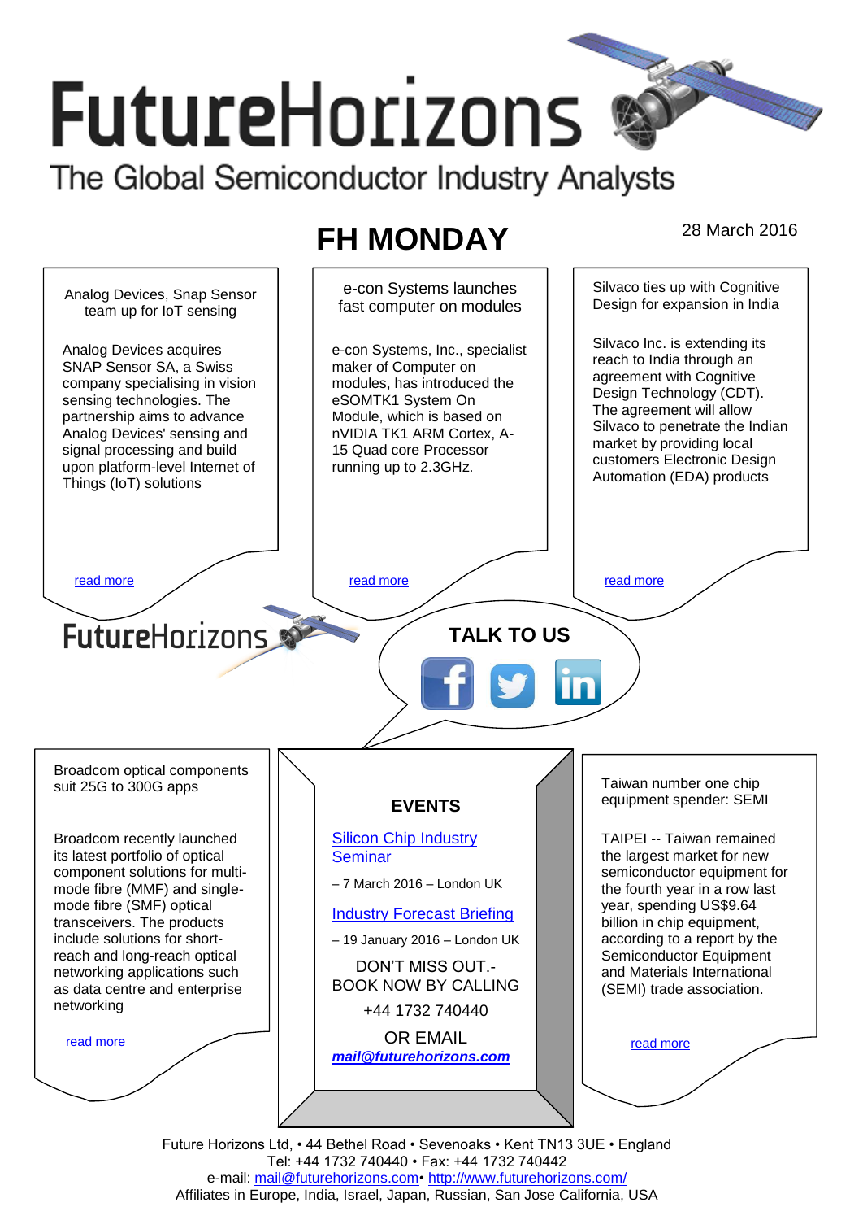# FutureHorizons

The Global Semiconductor Industry Analysts

## FH MONDAY

28 March 2016

### Analog Devices, Snap Sensor team up for IoT sensing

Analog Devices acquires SNAP Sensor SA, a Swiss company specialising in vision sensing technologies. The partnership aims to advance Analog Devices' sensing and signal processing and build upon platform-level Internet of Things (IoT) solutions

read more

### e-con Systems launches fast computer on modules

e-con Systems, Inc., specialist maker of Computer on modules, has introduced the eSOMTK1 System On Module, which is based on nVIDIA TK1 ARM Cortex, A-15 Quad core Processor running up to 2.3GHz.

read more

### Silvaco ties up with Cognitive Design for expansion in India

Silvaco Inc. is extending its reach to India through an agreement with Cognitive Design Technology (CDT). The agreement will allow Silvaco to penetrate the Indian market by providing local customers Electronic Design Automation (EDA) products

read more

FutureHorizons

**TALK TO US**

### Broadcom optical components suit 25G to 300G apps

Broadcom recently launched its latest portfolio of optical component solutions for multi-mode fibre (MMF) and single-mode fibre (SMF) optical transceivers. The products include solutions for short-reach and long-reach optical networking applications such as data centre and enterprise networking

read more

### EVENTS

Silicon Chip Industry Seminar

– 7 March 2016 – London UK

Industry Forecast Briefing

– 19 January 2016 – London UK

DON'T MISS OUT.- BOOK NOW BY CALLING

+44 1732 740440

OR EMAIL

***mail@futurehorizons.com***

### Taiwan number one chip equipment spender: SEMI

TAIPEI -- Taiwan remained the largest market for new semiconductor equipment for the fourth year in a row last year, spending US$9.64 billion in chip equipment, according to a report by the Semiconductor Equipment and Materials International (SEMI) trade association.

read more

Future Horizons Ltd, • 44 Bethel Road • Sevenoaks • Kent TN13 3UE • England
Tel: +44 1732 740440 • Fax: +44 1732 740442
e-mail: mail@futurehorizons.com• http://www.futurehorizons.com/
Affiliates in Europe, India, Israel, Japan, Russian, San Jose California, USA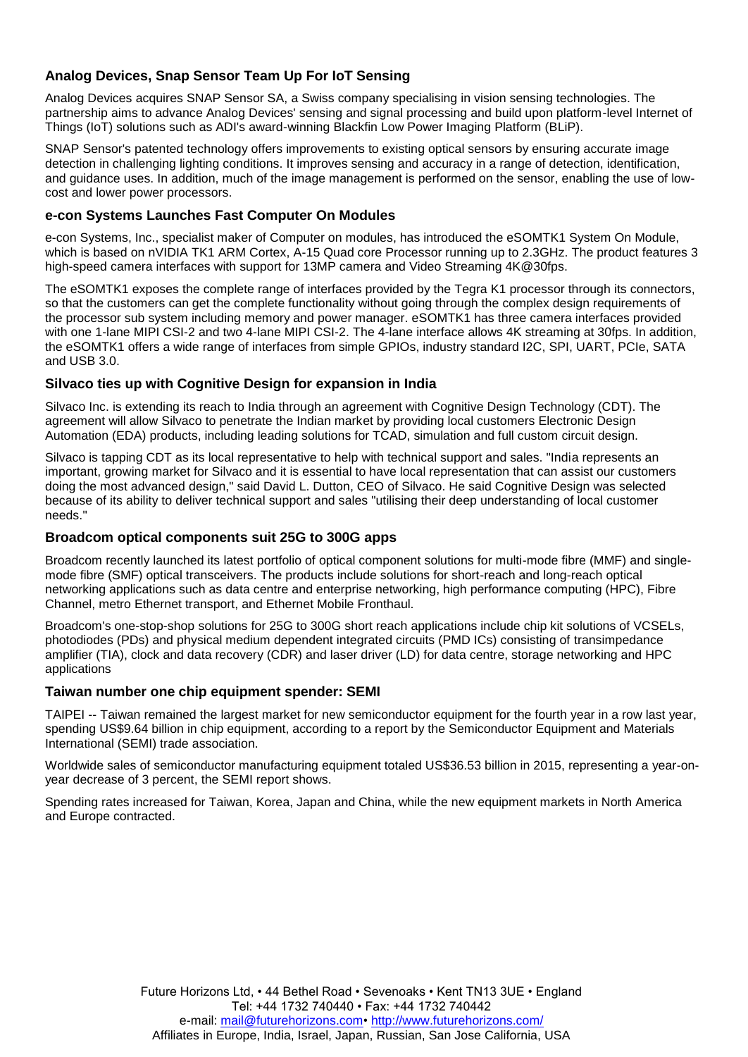### Analog Devices, Snap Sensor Team Up For IoT Sensing

Analog Devices acquires SNAP Sensor SA, a Swiss company specialising in vision sensing technologies. The partnership aims to advance Analog Devices' sensing and signal processing and build upon platform-level Internet of Things (IoT) solutions such as ADI's award-winning Blackfin Low Power Imaging Platform (BLiP).

SNAP Sensor's patented technology offers improvements to existing optical sensors by ensuring accurate image detection in challenging lighting conditions. It improves sensing and accuracy in a range of detection, identification, and guidance uses. In addition, much of the image management is performed on the sensor, enabling the use of low-cost and lower power processors.

### e-con Systems Launches Fast Computer On Modules

e-con Systems, Inc., specialist maker of Computer on modules, has introduced the eSOMTK1 System On Module, which is based on nVIDIA TK1 ARM Cortex, A-15 Quad core Processor running up to 2.3GHz. The product features 3 high-speed camera interfaces with support for 13MP camera and Video Streaming 4K@30fps.

The eSOMTK1 exposes the complete range of interfaces provided by the Tegra K1 processor through its connectors, so that the customers can get the complete functionality without going through the complex design requirements of the processor sub system including memory and power manager. eSOMTK1 has three camera interfaces provided with one 1-lane MIPI CSI-2 and two 4-lane MIPI CSI-2. The 4-lane interface allows 4K streaming at 30fps. In addition, the eSOMTK1 offers a wide range of interfaces from simple GPIOs, industry standard I2C, SPI, UART, PCIe, SATA and USB 3.0.

### Silvaco ties up with Cognitive Design for expansion in India

Silvaco Inc. is extending its reach to India through an agreement with Cognitive Design Technology (CDT). The agreement will allow Silvaco to penetrate the Indian market by providing local customers Electronic Design Automation (EDA) products, including leading solutions for TCAD, simulation and full custom circuit design.

Silvaco is tapping CDT as its local representative to help with technical support and sales. "India represents an important, growing market for Silvaco and it is essential to have local representation that can assist our customers doing the most advanced design," said David L. Dutton, CEO of Silvaco. He said Cognitive Design was selected because of its ability to deliver technical support and sales "utilising their deep understanding of local customer needs."

### Broadcom optical components suit 25G to 300G apps

Broadcom recently launched its latest portfolio of optical component solutions for multi-mode fibre (MMF) and single-mode fibre (SMF) optical transceivers. The products include solutions for short-reach and long-reach optical networking applications such as data centre and enterprise networking, high performance computing (HPC), Fibre Channel, metro Ethernet transport, and Ethernet Mobile Fronthaul.

Broadcom's one-stop-shop solutions for 25G to 300G short reach applications include chip kit solutions of VCSELs, photodiodes (PDs) and physical medium dependent integrated circuits (PMD ICs) consisting of transimpedance amplifier (TIA), clock and data recovery (CDR) and laser driver (LD) for data centre, storage networking and HPC applications

### Taiwan number one chip equipment spender: SEMI

TAIPEI -- Taiwan remained the largest market for new semiconductor equipment for the fourth year in a row last year, spending US$9.64 billion in chip equipment, according to a report by the Semiconductor Equipment and Materials International (SEMI) trade association.

Worldwide sales of semiconductor manufacturing equipment totaled US$36.53 billion in 2015, representing a year-on-year decrease of 3 percent, the SEMI report shows.

Spending rates increased for Taiwan, Korea, Japan and China, while the new equipment markets in North America and Europe contracted.

Future Horizons Ltd, • 44 Bethel Road • Sevenoaks • Kent TN13 3UE • England
Tel: +44 1732 740440 • Fax: +44 1732 740442
e-mail: mail@futurehorizons.com• http://www.futurehorizons.com/
Affiliates in Europe, India, Israel, Japan, Russian, San Jose California, USA